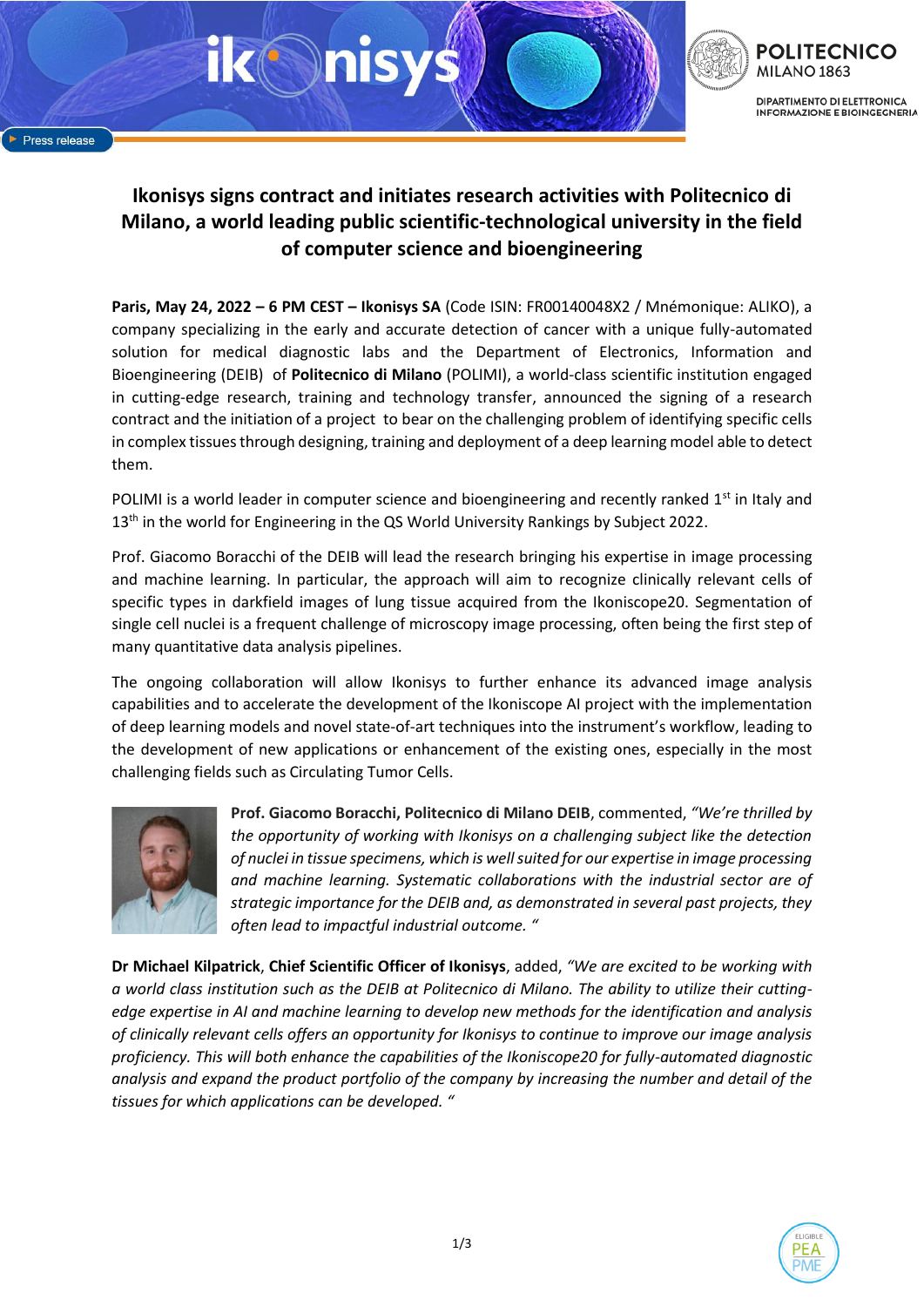Press release

# Ikonisys signs contract and initiates research activities with Politecnico di Milano, a world leading public scientific-technological university in the field of computer science and bioengineering

**Paris, May 24, 2022 – 6 PM CEST – Ikonisys SA** (Code ISIN: FR00140048X2 / Mnémonique: ALIKO), a company specializing in the early and accurate detection of cancer with a unique fully-automated solution for medical diagnostic labs and the Department of Electronics, Information and Bioengineering (DEIB) of **Politecnico di Milano** (POLIMI), a world-class scientific institution engaged in cutting-edge research, training and technology transfer, announced the signing of a research contract and the initiation of a project to bear on the challenging problem of identifying specific cells in complex tissues through designing, training and deployment of a deep learning model able to detect them.

POLIMI is a world leader in computer science and bioengineering and recently ranked 1st in Italy and 13th in the world for Engineering in the QS World University Rankings by Subject 2022.

Prof. Giacomo Boracchi of the DEIB will lead the research bringing his expertise in image processing and machine learning. In particular, the approach will aim to recognize clinically relevant cells of specific types in darkfield images of lung tissue acquired from the Ikoniscope20. Segmentation of single cell nuclei is a frequent challenge of microscopy image processing, often being the first step of many quantitative data analysis pipelines.

The ongoing collaboration will allow Ikonisys to further enhance its advanced image analysis capabilities and to accelerate the development of the Ikoniscope AI project with the implementation of deep learning models and novel state-of-art techniques into the instrument's workflow, leading to the development of new applications or enhancement of the existing ones, especially in the most challenging fields such as Circulating Tumor Cells.

**Prof. Giacomo Boracchi, Politecnico di Milano DEIB**, commented, *"We're thrilled by the opportunity of working with Ikonisys on a challenging subject like the detection of nuclei in tissue specimens, which is well suited for our expertise in image processing and machine learning. Systematic collaborations with the industrial sector are of strategic importance for the DEIB and, as demonstrated in several past projects, they often lead to impactful industrial outcome. "*

**Dr Michael Kilpatrick**, **Chief Scientific Officer of Ikonisys**, added, *"We are excited to be working with a world class institution such as the DEIB at Politecnico di Milano. The ability to utilize their cutting-edge expertise in AI and machine learning to develop new methods for the identification and analysis of clinically relevant cells offers an opportunity for Ikonisys to continue to improve our image analysis proficiency. This will both enhance the capabilities of the Ikoniscope20 for fully-automated diagnostic analysis and expand the product portfolio of the company by increasing the number and detail of the tissues for which applications can be developed. "*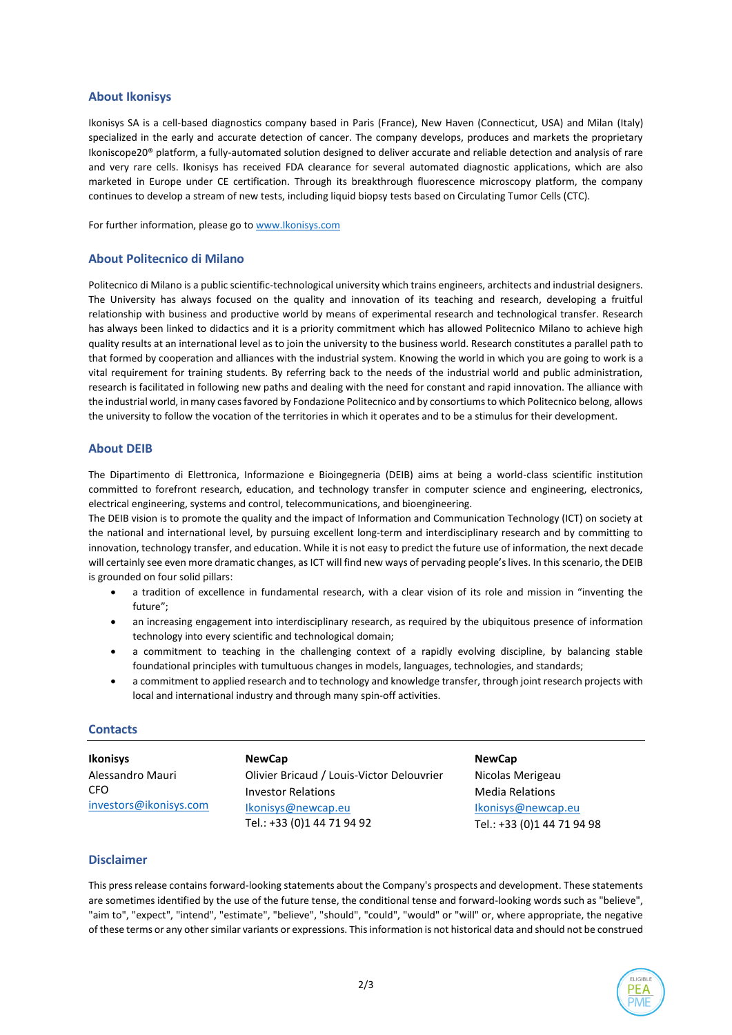## About Ikonisys

Ikonisys SA is a cell-based diagnostics company based in Paris (France), New Haven (Connecticut, USA) and Milan (Italy) specialized in the early and accurate detection of cancer. The company develops, produces and markets the proprietary Ikoniscope20® platform, a fully-automated solution designed to deliver accurate and reliable detection and analysis of rare and very rare cells. Ikonisys has received FDA clearance for several automated diagnostic applications, which are also marketed in Europe under CE certification. Through its breakthrough fluorescence microscopy platform, the company continues to develop a stream of new tests, including liquid biopsy tests based on Circulating Tumor Cells (CTC).

For further information, please go to [www.Ikonisys.com](www.Ikonisys.com)

## About Politecnico di Milano

Politecnico di Milano is a public scientific-technological university which trains engineers, architects and industrial designers. The University has always focused on the quality and innovation of its teaching and research, developing a fruitful relationship with business and productive world by means of experimental research and technological transfer. Research has always been linked to didactics and it is a priority commitment which has allowed Politecnico Milano to achieve high quality results at an international level as to join the university to the business world. Research constitutes a parallel path to that formed by cooperation and alliances with the industrial system. Knowing the world in which you are going to work is a vital requirement for training students. By referring back to the needs of the industrial world and public administration, research is facilitated in following new paths and dealing with the need for constant and rapid innovation. The alliance with the industrial world, in many cases favored by Fondazione Politecnico and by consortiums to which Politecnico belong, allows the university to follow the vocation of the territories in which it operates and to be a stimulus for their development.

## About DEIB

The Dipartimento di Elettronica, Informazione e Bioingegneria (DEIB) aims at being a world-class scientific institution committed to forefront research, education, and technology transfer in computer science and engineering, electronics, electrical engineering, systems and control, telecommunications, and bioengineering.
The DEIB vision is to promote the quality and the impact of Information and Communication Technology (ICT) on society at the national and international level, by pursuing excellent long-term and interdisciplinary research and by committing to innovation, technology transfer, and education. While it is not easy to predict the future use of information, the next decade will certainly see even more dramatic changes, as ICT will find new ways of pervading people's lives. In this scenario, the DEIB is grounded on four solid pillars:

- a tradition of excellence in fundamental research, with a clear vision of its role and mission in "inventing the future";
- an increasing engagement into interdisciplinary research, as required by the ubiquitous presence of information technology into every scientific and technological domain;
- a commitment to teaching in the challenging context of a rapidly evolving discipline, by balancing stable foundational principles with tumultuous changes in models, languages, technologies, and standards;
- a commitment to applied research and to technology and knowledge transfer, through joint research projects with local and international industry and through many spin-off activities.

## Contacts

**Ikonisys**
Alessandro Mauri
CFO
[investors@ikonisys.com](mailto:investors@ikonisys.com)

**NewCap**
Olivier Bricaud / Louis-Victor Delouvrier
Investor Relations
[Ikonisys@newcap.eu](mailto:Ikonisys@newcap.eu)
Tel.: +33 (0)1 44 71 94 92

**NewCap**
Nicolas Merigeau
Media Relations
[Ikonisys@newcap.eu](mailto:Ikonisys@newcap.eu)
Tel.: +33 (0)1 44 71 94 98

## Disclaimer

This press release contains forward-looking statements about the Company's prospects and development. These statements are sometimes identified by the use of the future tense, the conditional tense and forward-looking words such as "believe", "aim to", "expect", "intend", "estimate", "believe", "should", "could", "would" or "will" or, where appropriate, the negative of these terms or any other similar variants or expressions. This information is not historical data and should not be construed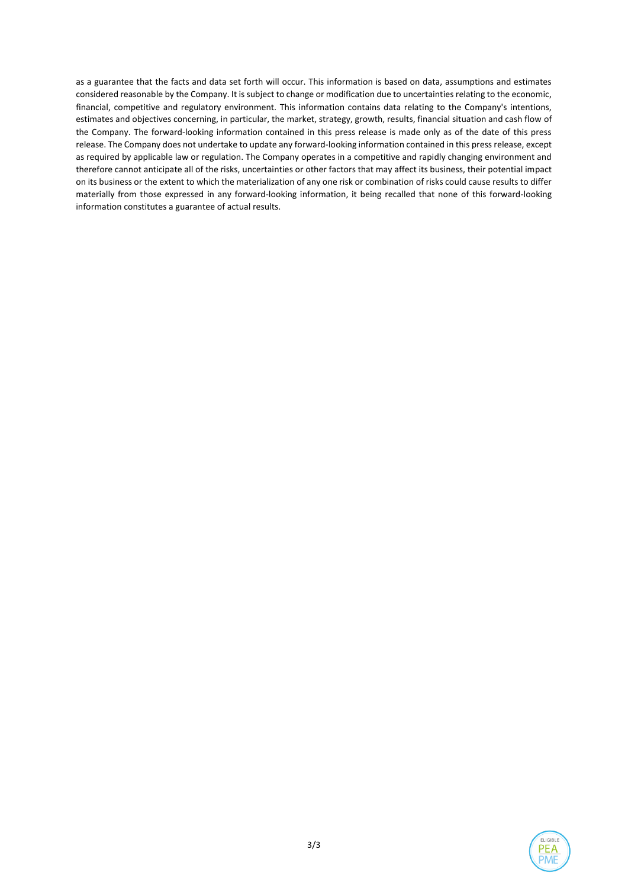as a guarantee that the facts and data set forth will occur. This information is based on data, assumptions and estimates considered reasonable by the Company. It is subject to change or modification due to uncertainties relating to the economic, financial, competitive and regulatory environment. This information contains data relating to the Company's intentions, estimates and objectives concerning, in particular, the market, strategy, growth, results, financial situation and cash flow of the Company. The forward-looking information contained in this press release is made only as of the date of this press release. The Company does not undertake to update any forward-looking information contained in this press release, except as required by applicable law or regulation. The Company operates in a competitive and rapidly changing environment and therefore cannot anticipate all of the risks, uncertainties or other factors that may affect its business, their potential impact on its business or the extent to which the materialization of any one risk or combination of risks could cause results to differ materially from those expressed in any forward-looking information, it being recalled that none of this forward-looking information constitutes a guarantee of actual results.